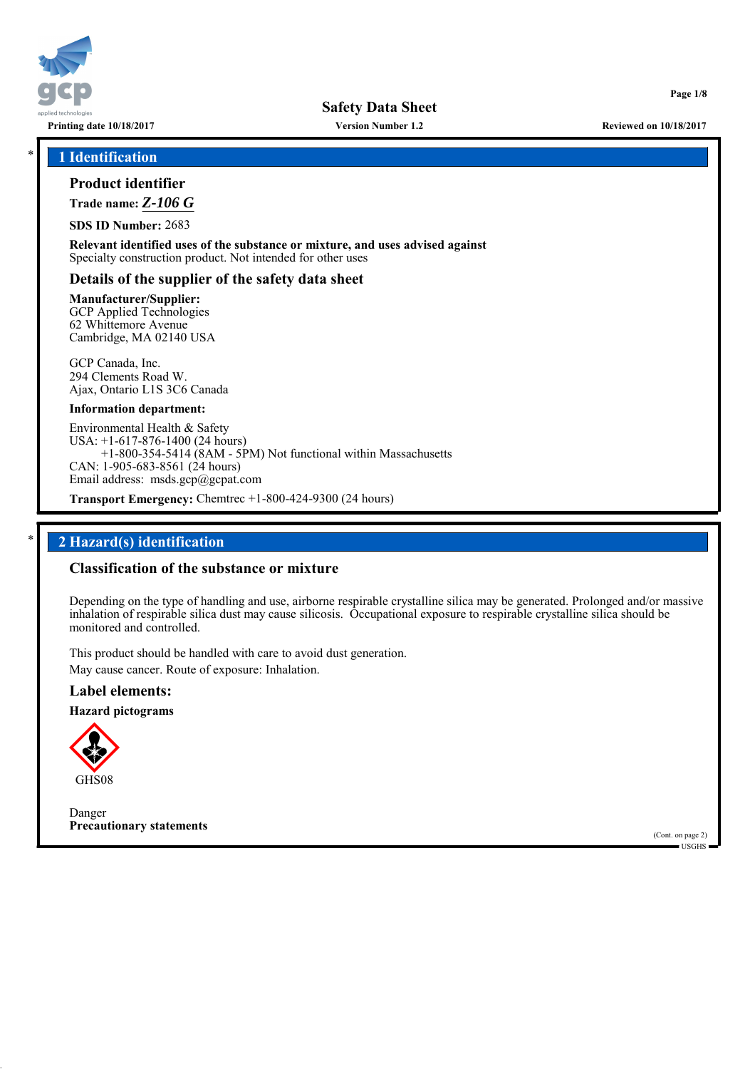# Safety Data Sheet

Printing date 10/18/2017 | Version Number 1.2 | Reviewed on 10/18/2017

## 1 Identification

### Product identifier

**Trade name:** ***Z-106 G***

**SDS ID Number:** 2683

**Relevant identified uses of the substance or mixture, and uses advised against**
Specialty construction product. Not intended for other uses

### Details of the supplier of the safety data sheet

**Manufacturer/Supplier:**
GCP Applied Technologies
62 Whittemore Avenue
Cambridge, MA 02140 USA

GCP Canada, Inc.
294 Clements Road W.
Ajax, Ontario L1S 3C6 Canada

**Information department:**

Environmental Health & Safety
USA: +1-617-876-1400 (24 hours)
+1-800-354-5414 (8AM - 5PM) Not functional within Massachusetts
CAN: 1-905-683-8561 (24 hours)
Email address: msds.gcp@gcpat.com

**Transport Emergency:** Chemtrec +1-800-424-9300 (24 hours)

## 2 Hazard(s) identification

### Classification of the substance or mixture

Depending on the type of handling and use, airborne respirable crystalline silica may be generated. Prolonged and/or massive inhalation of respirable silica dust may cause silicosis. Occupational exposure to respirable crystalline silica should be monitored and controlled.

This product should be handled with care to avoid dust generation.
May cause cancer. Route of exposure: Inhalation.

### Label elements:

**Hazard pictograms**

GHS08

Danger

**Precautionary statements**

(Cont. on page 2)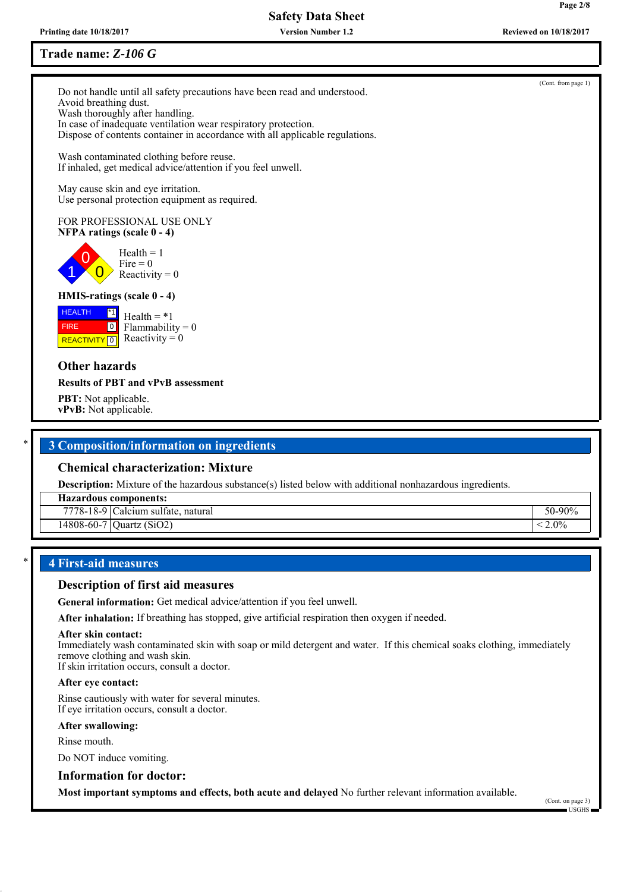Trade name: *Z-106 G*

(Cont. from page 1)

Do not handle until all safety precautions have been read and understood.
Avoid breathing dust.
Wash thoroughly after handling.
In case of inadequate ventilation wear respiratory protection.
Dispose of contents container in accordance with all applicable regulations.

Wash contaminated clothing before reuse.
If inhaled, get medical advice/attention if you feel unwell.

May cause skin and eye irritation.
Use personal protection equipment as required.

FOR PROFESSIONAL USE ONLY

**NFPA ratings (scale 0 - 4)**

Health = 1
Fire = 0
Reactivity = 0

**HMIS-ratings (scale 0 - 4)**

| | |
|---|---|
| HEALTH | *1 |
| FIRE | 0 |
| REACTIVITY | 0 |

Health = *1
Flammability = 0
Reactivity = 0

### Other hazards

**Results of PBT and vPvB assessment**

**PBT:** Not applicable.
**vPvB:** Not applicable.

## 3 Composition/information on ingredients

### Chemical characterization: Mixture

**Description:** Mixture of the hazardous substance(s) listed below with additional nonhazardous ingredients.

| Hazardous components: | | |
|---|---|---|
| 7778-18-9 | Calcium sulfate, natural | 50-90% |
| 14808-60-7 | Quartz ($SiO_2$) | < 2.0% |

## 4 First-aid measures

### Description of first aid measures

**General information:** Get medical advice/attention if you feel unwell.

**After inhalation:** If breathing has stopped, give artificial respiration then oxygen if needed.

**After skin contact:**
Immediately wash contaminated skin with soap or mild detergent and water. If this chemical soaks clothing, immediately remove clothing and wash skin.
If skin irritation occurs, consult a doctor.

**After eye contact:**

Rinse cautiously with water for several minutes.
If eye irritation occurs, consult a doctor.

**After swallowing:**

Rinse mouth.

Do NOT induce vomiting.

### Information for doctor:

**Most important symptoms and effects, both acute and delayed** No further relevant information available.

(Cont. on page 3)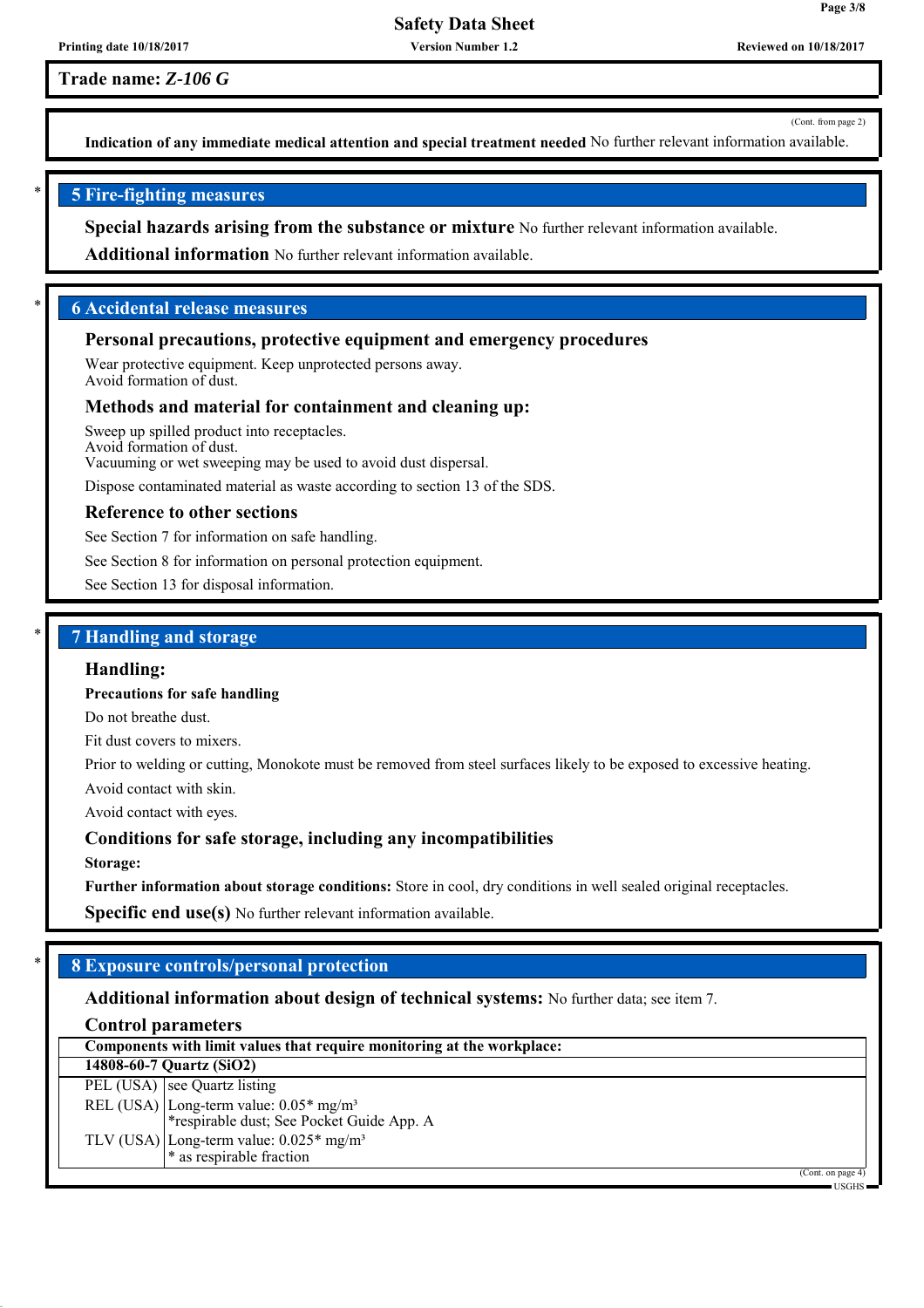Trade name: *Z-106 G*

(Cont. from page 2)

**Indication of any immediate medical attention and special treatment needed** No further relevant information available.

## 5 Fire-fighting measures

**Special hazards arising from the substance or mixture** No further relevant information available.

**Additional information** No further relevant information available.

## 6 Accidental release measures

**Personal precautions, protective equipment and emergency procedures**

Wear protective equipment. Keep unprotected persons away.
Avoid formation of dust.

**Methods and material for containment and cleaning up:**

Sweep up spilled product into receptacles.
Avoid formation of dust.
Vacuuming or wet sweeping may be used to avoid dust dispersal.

Dispose contaminated material as waste according to section 13 of the SDS.

**Reference to other sections**

See Section 7 for information on safe handling.

See Section 8 for information on personal protection equipment.

See Section 13 for disposal information.

## 7 Handling and storage

**Handling:**

**Precautions for safe handling**

Do not breathe dust.

Fit dust covers to mixers.

Prior to welding or cutting, Monokote must be removed from steel surfaces likely to be exposed to excessive heating.

Avoid contact with skin.

Avoid contact with eyes.

**Conditions for safe storage, including any incompatibilities**

**Storage:**

**Further information about storage conditions:** Store in cool, dry conditions in well sealed original receptacles.

**Specific end use(s)** No further relevant information available.

## 8 Exposure controls/personal protection

**Additional information about design of technical systems:** No further data; see item 7.

**Control parameters**

| **Components with limit values that require monitoring at the workplace:** | |
|---|---|
| **14808-60-7 Quartz (SiO2)** | |
| PEL (USA) | see Quartz listing |
| REL (USA) | Long-term value: 0.05* mg/m³<br>*respirable dust; See Pocket Guide App. A |
| TLV (USA) | Long-term value: 0.025* mg/m³<br>* as respirable fraction |

(Cont. on page 4)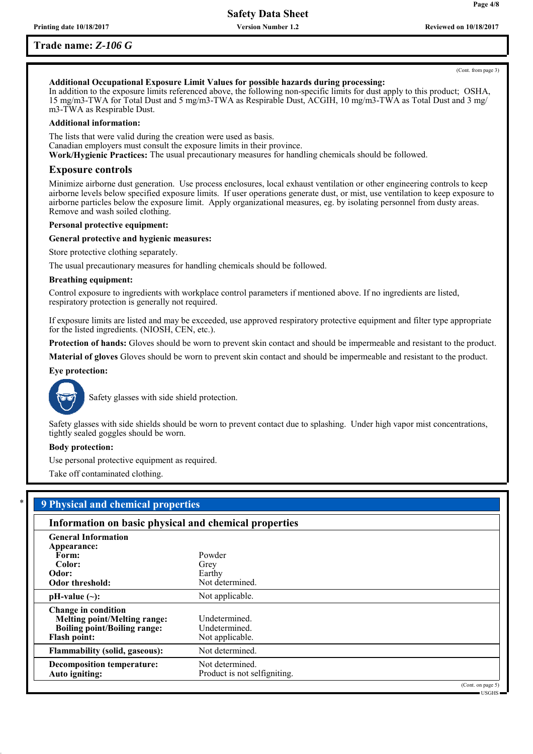**Trade name: *Z-106 G***

(Cont. from page 3)

**Additional Occupational Exposure Limit Values for possible hazards during processing:**
In addition to the exposure limits referenced above, the following non-specific limits for dust apply to this product; OSHA, 15 mg/m3-TWA for Total Dust and 5 mg/m3-TWA as Respirable Dust, ACGIH, 10 mg/m3-TWA as Total Dust and 3 mg/m3-TWA as Respirable Dust.

**Additional information:**

The lists that were valid during the creation were used as basis.
Canadian employers must consult the exposure limits in their province.
**Work/Hygienic Practices:** The usual precautionary measures for handling chemicals should be followed.

### Exposure controls

Minimize airborne dust generation. Use process enclosures, local exhaust ventilation or other engineering controls to keep airborne levels below specified exposure limits. If user operations generate dust, or mist, use ventilation to keep exposure to airborne particles below the exposure limit. Apply organizational measures, eg. by isolating personnel from dusty areas. Remove and wash soiled clothing.

**Personal protective equipment:**

**General protective and hygienic measures:**

Store protective clothing separately.

The usual precautionary measures for handling chemicals should be followed.

**Breathing equipment:**

Control exposure to ingredients with workplace control parameters if mentioned above. If no ingredients are listed, respiratory protection is generally not required.

If exposure limits are listed and may be exceeded, use approved respiratory protective equipment and filter type appropriate for the listed ingredients. (NIOSH, CEN, etc.).

**Protection of hands:** Gloves should be worn to prevent skin contact and should be impermeable and resistant to the product.

**Material of gloves** Gloves should be worn to prevent skin contact and should be impermeable and resistant to the product.

**Eye protection:**

Safety glasses with side shield protection.

Safety glasses with side shields should be worn to prevent contact due to splashing. Under high vapor mist concentrations, tightly sealed goggles should be worn.

**Body protection:**

Use personal protective equipment as required.

Take off contaminated clothing.

## * 9 Physical and chemical properties

### Information on basic physical and chemical properties

| | |
|---|---|
| **General Information** | |
| **Appearance:** | |
| **Form:** | Powder |
| **Color:** | Grey |
| **Odor:** | Earthy |
| **Odor threshold:** | Not determined. |
| **pH-value (~):** | Not applicable. |
| **Change in condition** | |
| **Melting point/Melting range:** | Undetermined. |
| **Boiling point/Boiling range:** | Undetermined. |
| **Flash point:** | Not applicable. |
| **Flammability (solid, gaseous):** | Not determined. |
| **Decomposition temperature:** | Not determined. |
| **Auto igniting:** | Product is not selfigniting. |

(Cont. on page 5)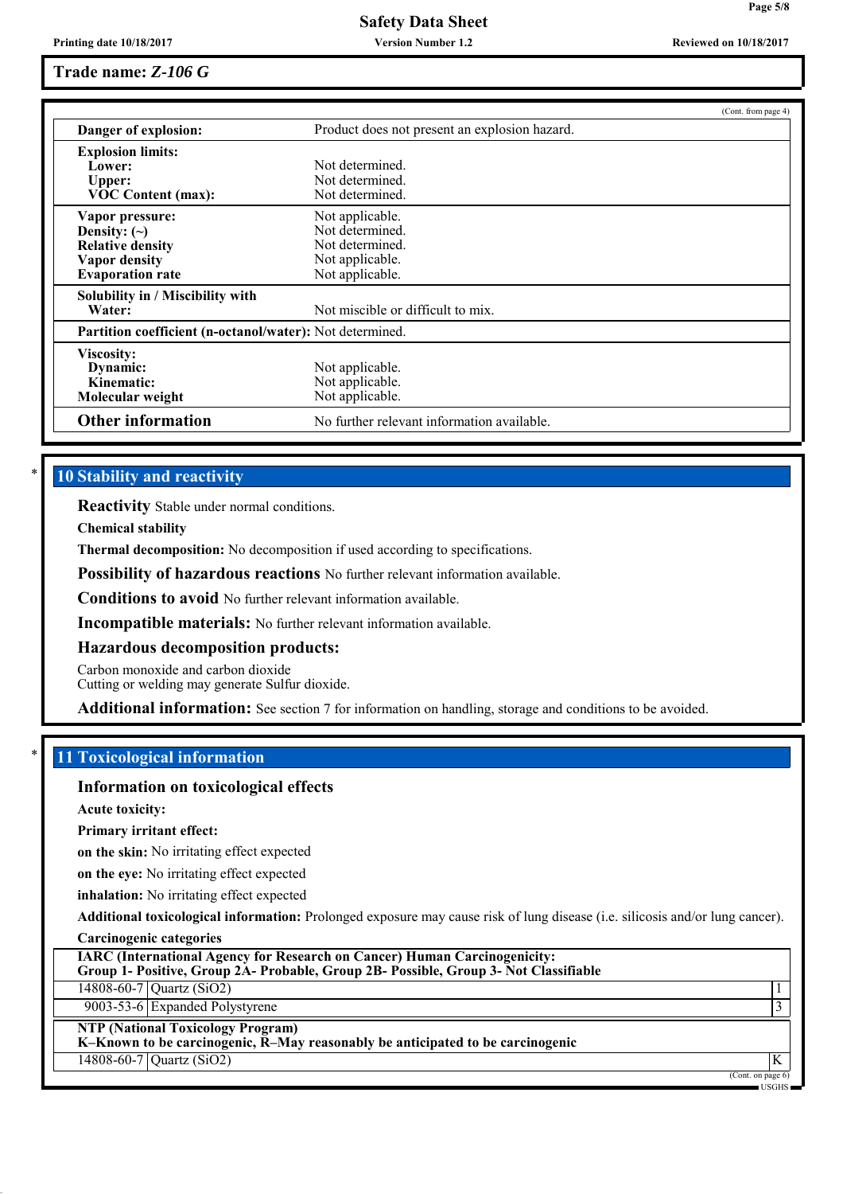**Trade name: *Z-106 G***

(Cont. from page 4)

| | |
|---|---|
| **Danger of explosion:** | Product does not present an explosion hazard. |
| **Explosion limits:** | |
| **Lower:** | Not determined. |
| **Upper:** | Not determined. |
| **VOC Content (max):** | Not determined. |
| **Vapor pressure:** | Not applicable. |
| **Density: (~)** | Not determined. |
| **Relative density** | Not determined. |
| **Vapor density** | Not applicable. |
| **Evaporation rate** | Not applicable. |
| **Solubility in / Miscibility with Water:** | Not miscible or difficult to mix. |
| **Partition coefficient (n-octanol/water):** | Not determined. |
| **Viscosity:** | |
| **Dynamic:** | Not applicable. |
| **Kinematic:** | Not applicable. |
| **Molecular weight** | Not applicable. |
| **Other information** | No further relevant information available. |

## * 10 Stability and reactivity

**Reactivity** Stable under normal conditions.

**Chemical stability**

**Thermal decomposition:** No decomposition if used according to specifications.

**Possibility of hazardous reactions** No further relevant information available.

**Conditions to avoid** No further relevant information available.

**Incompatible materials:** No further relevant information available.

**Hazardous decomposition products:**

Carbon monoxide and carbon dioxide
Cutting or welding may generate Sulfur dioxide.

**Additional information:** See section 7 for information on handling, storage and conditions to be avoided.

## * 11 Toxicological information

### Information on toxicological effects

**Acute toxicity:**

**Primary irritant effect:**

**on the skin:** No irritating effect expected

**on the eye:** No irritating effect expected

**inhalation:** No irritating effect expected

**Additional toxicological information:** Prolonged exposure may cause risk of lung disease (i.e. silicosis and/or lung cancer).

**Carcinogenic categories**

| **IARC (International Agency for Research on Cancer) Human Carcinogenicity: Group 1- Positive, Group 2A- Probable, Group 2B- Possible, Group 3- Not Classifiable** | | |
|---|---|---|
| 14808-60-7 | Quartz ($SiO_2$) | 1 |
| 9003-53-6 | Expanded Polystyrene | 3 |

| **NTP (National Toxicology Program) K–Known to be carcinogenic, R–May reasonably be anticipated to be carcinogenic** | | |
|---|---|---|
| 14808-60-7 | Quartz ($SiO_2$) | K |

(Cont. on page 6)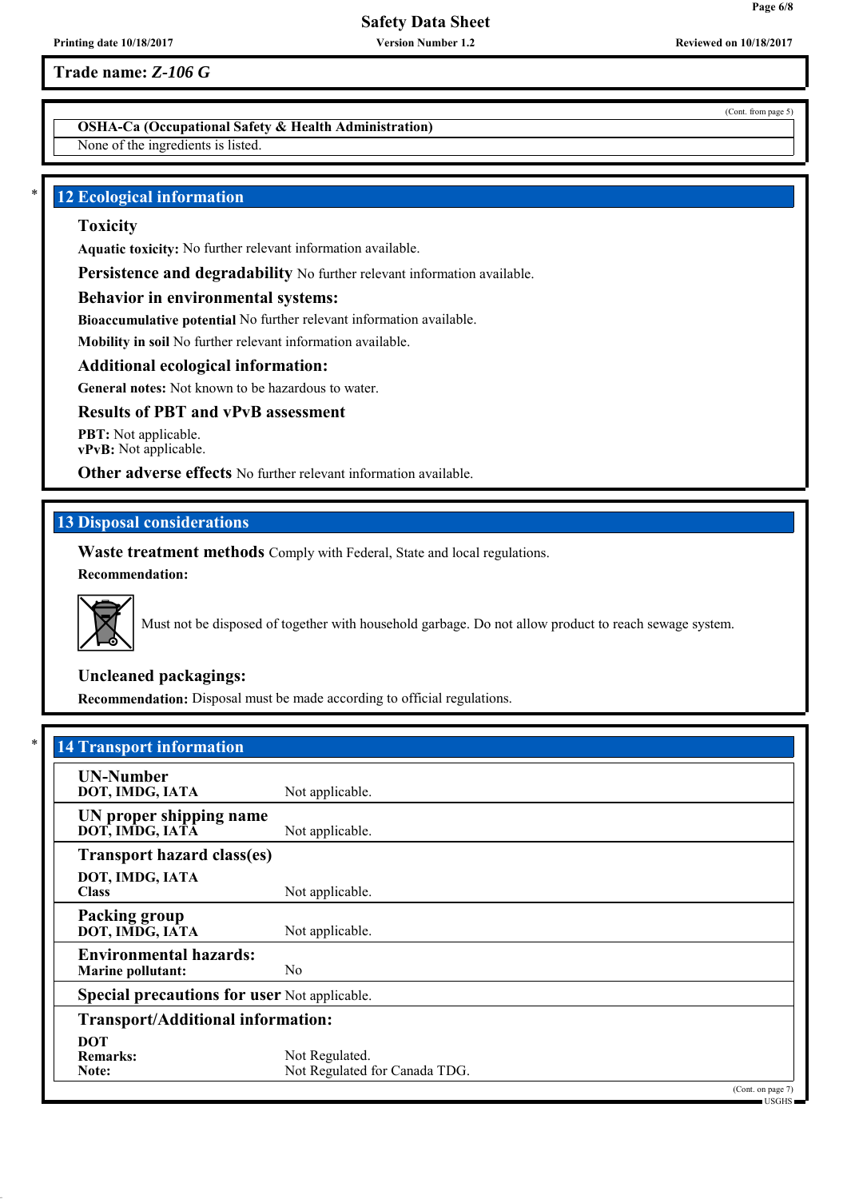Trade name: *Z-106 G*

(Cont. from page 5)

**OSHA-Ca (Occupational Safety & Health Administration)**

None of the ingredients is listed.

## * 12 Ecological information

### Toxicity

**Aquatic toxicity:** No further relevant information available.

**Persistence and degradability** No further relevant information available.

### Behavior in environmental systems:

**Bioaccumulative potential** No further relevant information available.

**Mobility in soil** No further relevant information available.

### Additional ecological information:

**General notes:** Not known to be hazardous to water.

### Results of PBT and vPvB assessment

**PBT:** Not applicable.
**vPvB:** Not applicable.

**Other adverse effects** No further relevant information available.

## 13 Disposal considerations

**Waste treatment methods** Comply with Federal, State and local regulations.

**Recommendation:**

Must not be disposed of together with household garbage. Do not allow product to reach sewage system.

### Uncleaned packagings:

**Recommendation:** Disposal must be made according to official regulations.

## * 14 Transport information

| | |
|---|---|
| **UN-Number** | |
| **DOT, IMDG, IATA** | Not applicable. |
| **UN proper shipping name** | |
| **DOT, IMDG, IATA** | Not applicable. |
| **Transport hazard class(es)** | |
| **DOT, IMDG, IATA** | |
| **Class** | Not applicable. |
| **Packing group** | |
| **DOT, IMDG, IATA** | Not applicable. |
| **Environmental hazards:** | |
| **Marine pollutant:** | No |
| **Special precautions for user** | Not applicable. |
| **Transport/Additional information:** | |
| **DOT** | |
| **Remarks:** | Not Regulated. |
| **Note:** | Not Regulated for Canada TDG. |

(Cont. on page 7)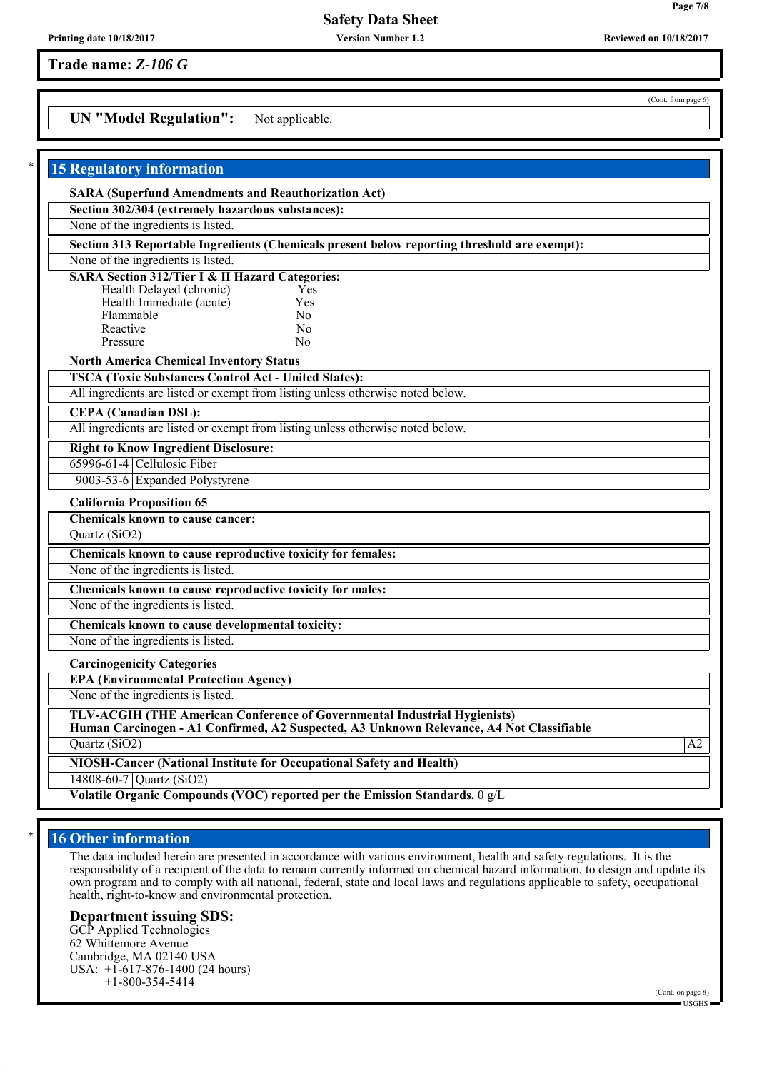Trade name: *Z-106 G*

(Cont. from page 6)

**UN "Model Regulation":** Not applicable.

## 15 Regulatory information

**SARA (Superfund Amendments and Reauthorization Act)**

**Section 302/304 (extremely hazardous substances):**

None of the ingredients is listed.

**Section 313 Reportable Ingredients (Chemicals present below reporting threshold are exempt):**

None of the ingredients is listed.

**SARA Section 312/Tier I & II Hazard Categories:**

| | |
|---|---|
| Health Delayed (chronic) | Yes |
| Health Immediate (acute) | Yes |
| Flammable | No |
| Reactive | No |
| Pressure | No |

**North America Chemical Inventory Status**

**TSCA (Toxic Substances Control Act - United States):**

All ingredients are listed or exempt from listing unless otherwise noted below.

**CEPA (Canadian DSL):**

All ingredients are listed or exempt from listing unless otherwise noted below.

**Right to Know Ingredient Disclosure:**

| | |
|---|---|
| 65996-61-4 | Cellulosic Fiber |
| 9003-53-6 | Expanded Polystyrene |

**California Proposition 65**

**Chemicals known to cause cancer:**

Quartz ($SiO_2$)

**Chemicals known to cause reproductive toxicity for females:**

None of the ingredients is listed.

**Chemicals known to cause reproductive toxicity for males:**

None of the ingredients is listed.

**Chemicals known to cause developmental toxicity:**

None of the ingredients is listed.

**Carcinogenicity Categories**

**EPA (Environmental Protection Agency)**

None of the ingredients is listed.

**TLV-ACGIH (THE American Conference of Governmental Industrial Hygienists)**
**Human Carcinogen - A1 Confirmed, A2 Suspected, A3 Unknown Relevance, A4 Not Classifiable**

| | |
|---|---|
| Quartz ($SiO_2$) | A2 |

**NIOSH-Cancer (National Institute for Occupational Safety and Health)**

| | |
|---|---|
| 14808-60-7 | Quartz ($SiO_2$) |

**Volatile Organic Compounds (VOC) reported per the Emission Standards.** 0 g/L

## 16 Other information

The data included herein are presented in accordance with various environment, health and safety regulations. It is the responsibility of a recipient of the data to remain currently informed on chemical hazard information, to design and update its own program and to comply with all national, federal, state and local laws and regulations applicable to safety, occupational health, right-to-know and environmental protection.

### Department issuing SDS:

GCP Applied Technologies
62 Whittemore Avenue
Cambridge, MA 02140 USA
USA: +1-617-876-1400 (24 hours)
+1-800-354-5414

(Cont. on page 8)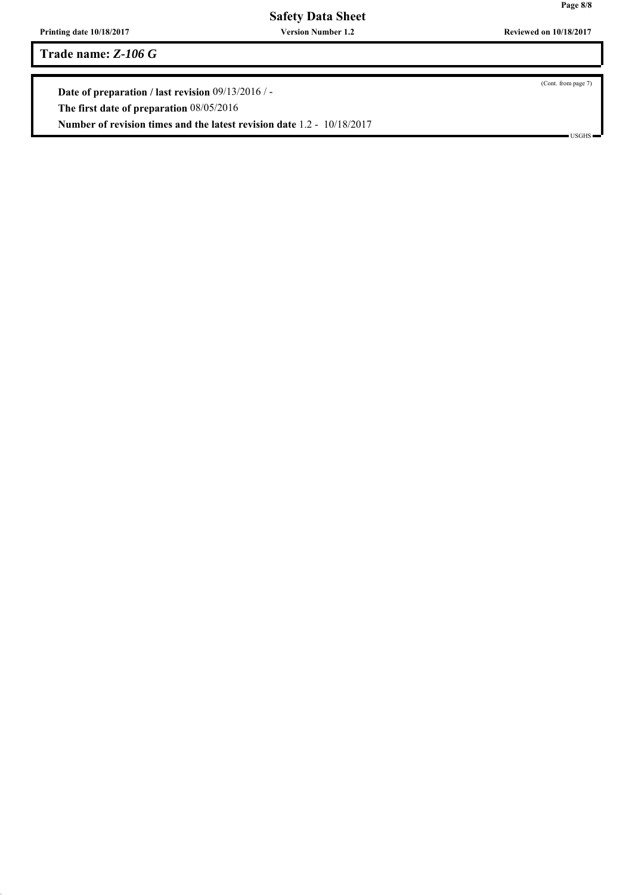**Date of preparation / last revision** 09/13/2016 / -

**The first date of preparation** 08/05/2016

**Number of revision times and the latest revision date** 1.2 - 10/18/2017